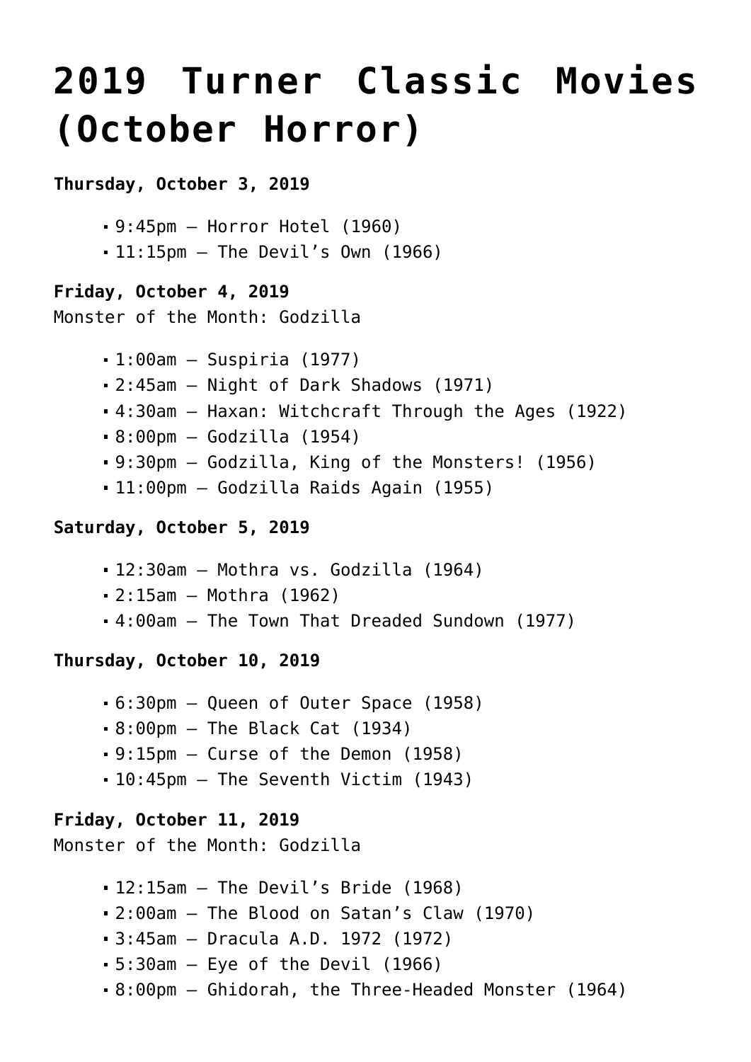# 2019 Turner Classic Movies (October Horror)

**Thursday, October 3, 2019**

- 9:45pm – Horror Hotel (1960)
- 11:15pm – The Devil's Own (1966)

**Friday, October 4, 2019**
Monster of the Month: Godzilla

- 1:00am – Suspiria (1977)
- 2:45am – Night of Dark Shadows (1971)
- 4:30am – Haxan: Witchcraft Through the Ages (1922)
- 8:00pm – Godzilla (1954)
- 9:30pm – Godzilla, King of the Monsters! (1956)
- 11:00pm – Godzilla Raids Again (1955)

**Saturday, October 5, 2019**

- 12:30am – Mothra vs. Godzilla (1964)
- 2:15am – Mothra (1962)
- 4:00am – The Town That Dreaded Sundown (1977)

**Thursday, October 10, 2019**

- 6:30pm – Queen of Outer Space (1958)
- 8:00pm – The Black Cat (1934)
- 9:15pm – Curse of the Demon (1958)
- 10:45pm – The Seventh Victim (1943)

**Friday, October 11, 2019**
Monster of the Month: Godzilla

- 12:15am – The Devil's Bride (1968)
- 2:00am – The Blood on Satan's Claw (1970)
- 3:45am – Dracula A.D. 1972 (1972)
- 5:30am – Eye of the Devil (1966)
- 8:00pm – Ghidorah, the Three-Headed Monster (1964)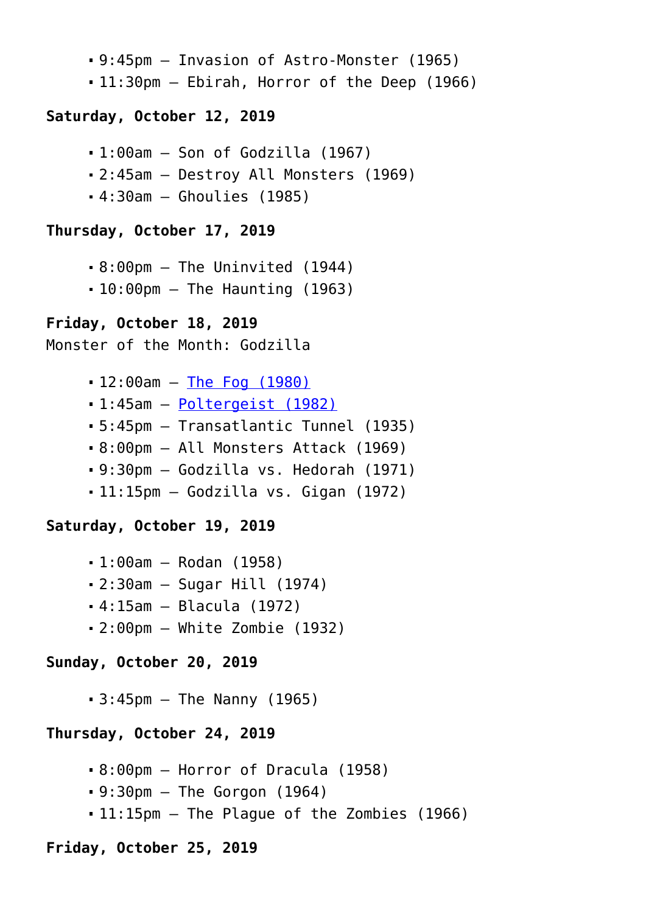- 9:45pm – Invasion of Astro-Monster (1965)
- 11:30pm – Ebirah, Horror of the Deep (1966)

**Saturday, October 12, 2019**

- 1:00am – Son of Godzilla (1967)
- 2:45am – Destroy All Monsters (1969)
- 4:30am – Ghoulies (1985)

**Thursday, October 17, 2019**

- 8:00pm – The Uninvited (1944)
- 10:00pm – The Haunting (1963)

**Friday, October 18, 2019**
Monster of the Month: Godzilla

- 12:00am – The Fog (1980)
- 1:45am – Poltergeist (1982)
- 5:45pm – Transatlantic Tunnel (1935)
- 8:00pm – All Monsters Attack (1969)
- 9:30pm – Godzilla vs. Hedorah (1971)
- 11:15pm – Godzilla vs. Gigan (1972)

**Saturday, October 19, 2019**

- 1:00am – Rodan (1958)
- 2:30am – Sugar Hill (1974)
- 4:15am – Blacula (1972)
- 2:00pm – White Zombie (1932)

**Sunday, October 20, 2019**

- 3:45pm – The Nanny (1965)

**Thursday, October 24, 2019**

- 8:00pm – Horror of Dracula (1958)
- 9:30pm – The Gorgon (1964)
- 11:15pm – The Plague of the Zombies (1966)

**Friday, October 25, 2019**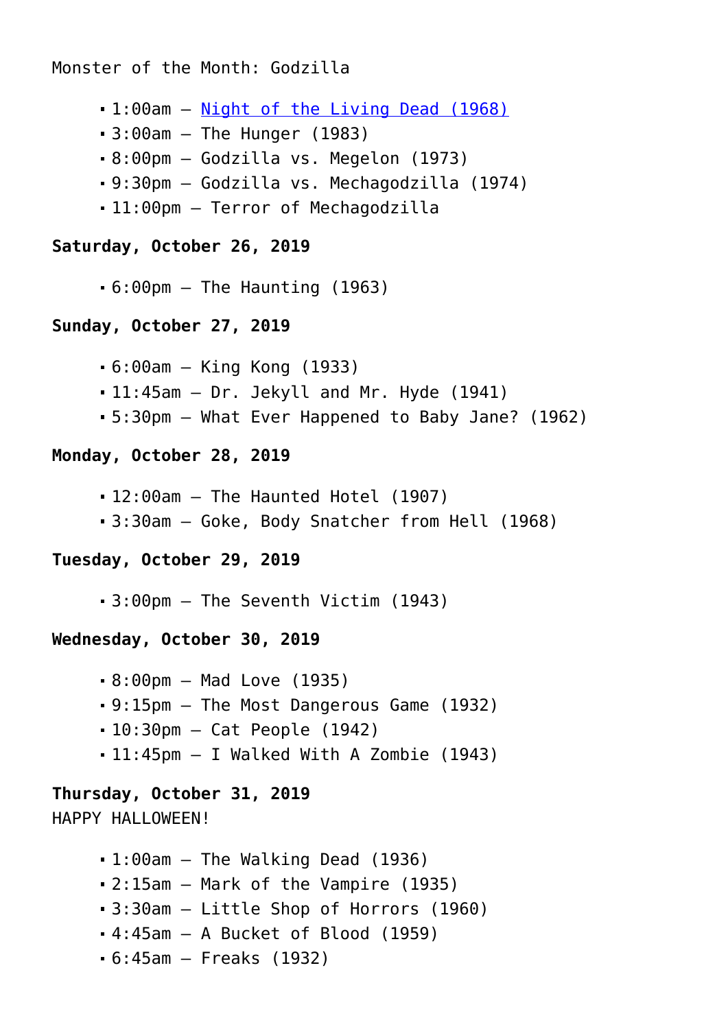Monster of the Month: Godzilla

- 1:00am – [Night of the Living Dead (1968)]()
- 3:00am – The Hunger (1983)
- 8:00pm – Godzilla vs. Megelon (1973)
- 9:30pm – Godzilla vs. Mechagodzilla (1974)
- 11:00pm – Terror of Mechagodzilla

**Saturday, October 26, 2019**

- 6:00pm – The Haunting (1963)

**Sunday, October 27, 2019**

- 6:00am – King Kong (1933)
- 11:45am – Dr. Jekyll and Mr. Hyde (1941)
- 5:30pm – What Ever Happened to Baby Jane? (1962)

**Monday, October 28, 2019**

- 12:00am – The Haunted Hotel (1907)
- 3:30am – Goke, Body Snatcher from Hell (1968)

**Tuesday, October 29, 2019**

- 3:00pm – The Seventh Victim (1943)

**Wednesday, October 30, 2019**

- 8:00pm – Mad Love (1935)
- 9:15pm – The Most Dangerous Game (1932)
- 10:30pm – Cat People (1942)
- 11:45pm – I Walked With A Zombie (1943)

**Thursday, October 31, 2019**
HAPPY HALLOWEEN!

- 1:00am – The Walking Dead (1936)
- 2:15am – Mark of the Vampire (1935)
- 3:30am – Little Shop of Horrors (1960)
- 4:45am – A Bucket of Blood (1959)
- 6:45am – Freaks (1932)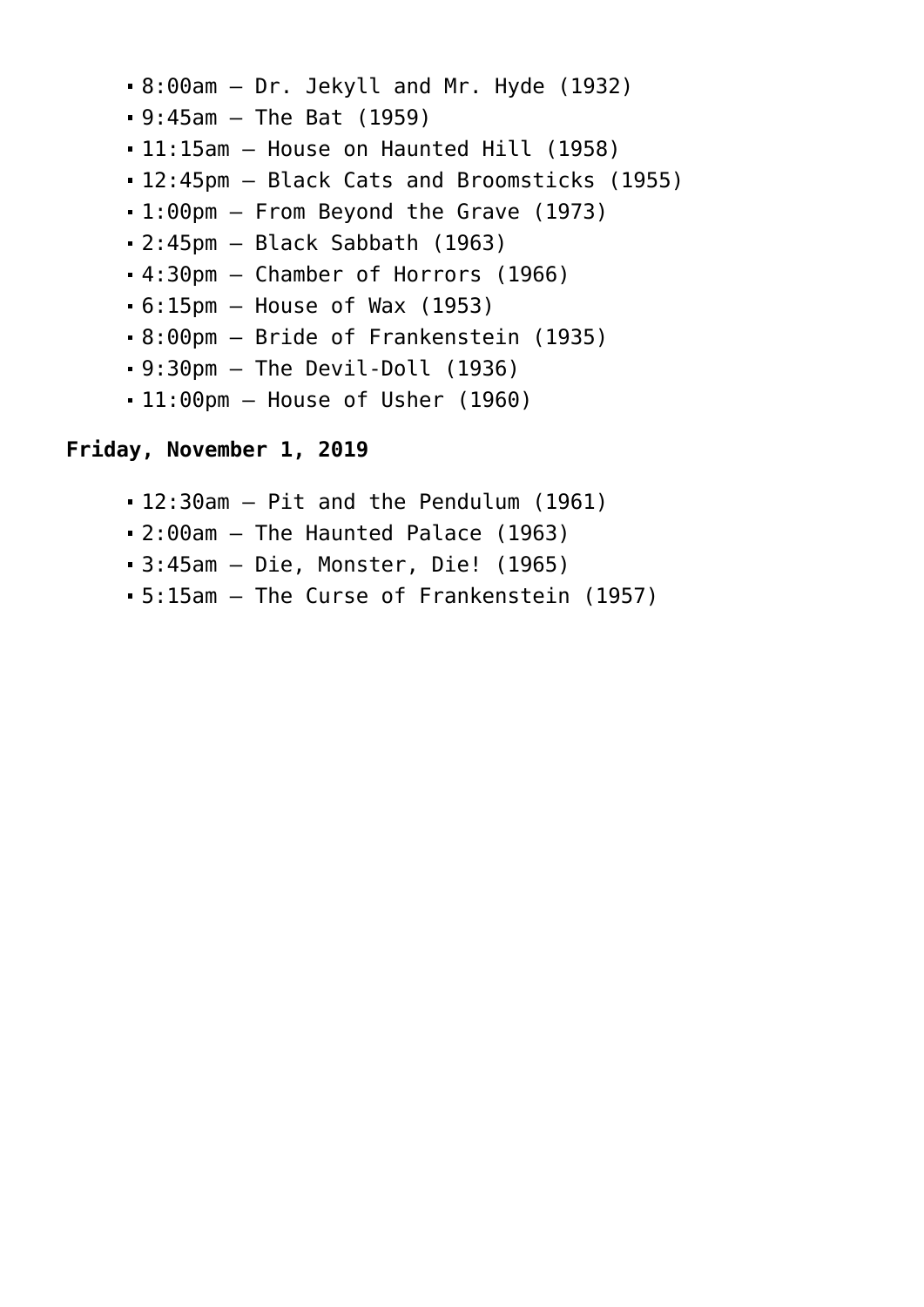- 8:00am – Dr. Jekyll and Mr. Hyde (1932)
- 9:45am – The Bat (1959)
- 11:15am – House on Haunted Hill (1958)
- 12:45pm – Black Cats and Broomsticks (1955)
- 1:00pm – From Beyond the Grave (1973)
- 2:45pm – Black Sabbath (1963)
- 4:30pm – Chamber of Horrors (1966)
- 6:15pm – House of Wax (1953)
- 8:00pm – Bride of Frankenstein (1935)
- 9:30pm – The Devil-Doll (1936)
- 11:00pm – House of Usher (1960)

**Friday, November 1, 2019**

- 12:30am – Pit and the Pendulum (1961)
- 2:00am – The Haunted Palace (1963)
- 3:45am – Die, Monster, Die! (1965)
- 5:15am – The Curse of Frankenstein (1957)